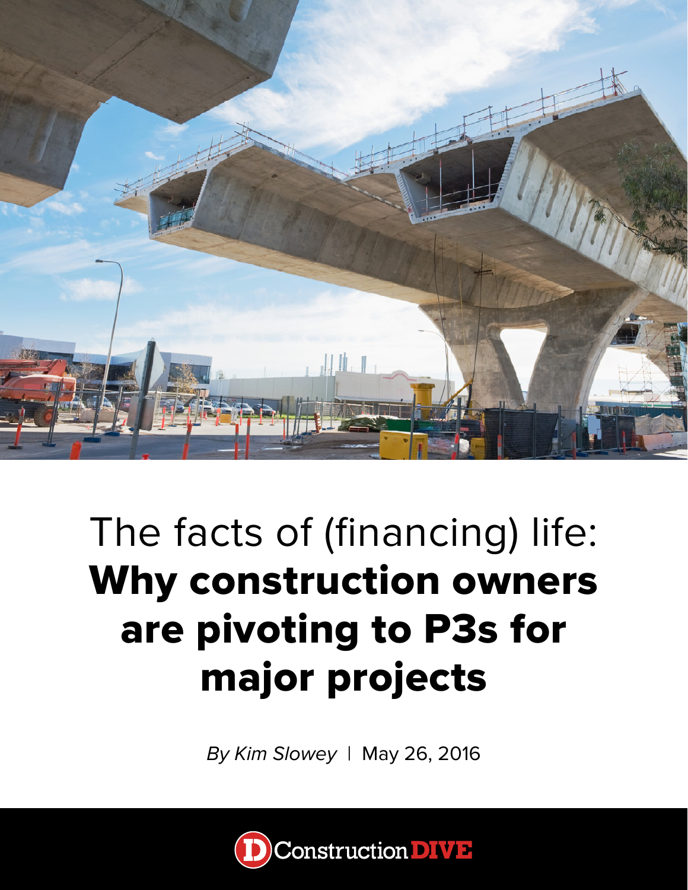# The facts of (financing) life: **Why construction owners are pivoting to P3s for major projects**

*By Kim Slowey* | May 26, 2016

Construction DIVE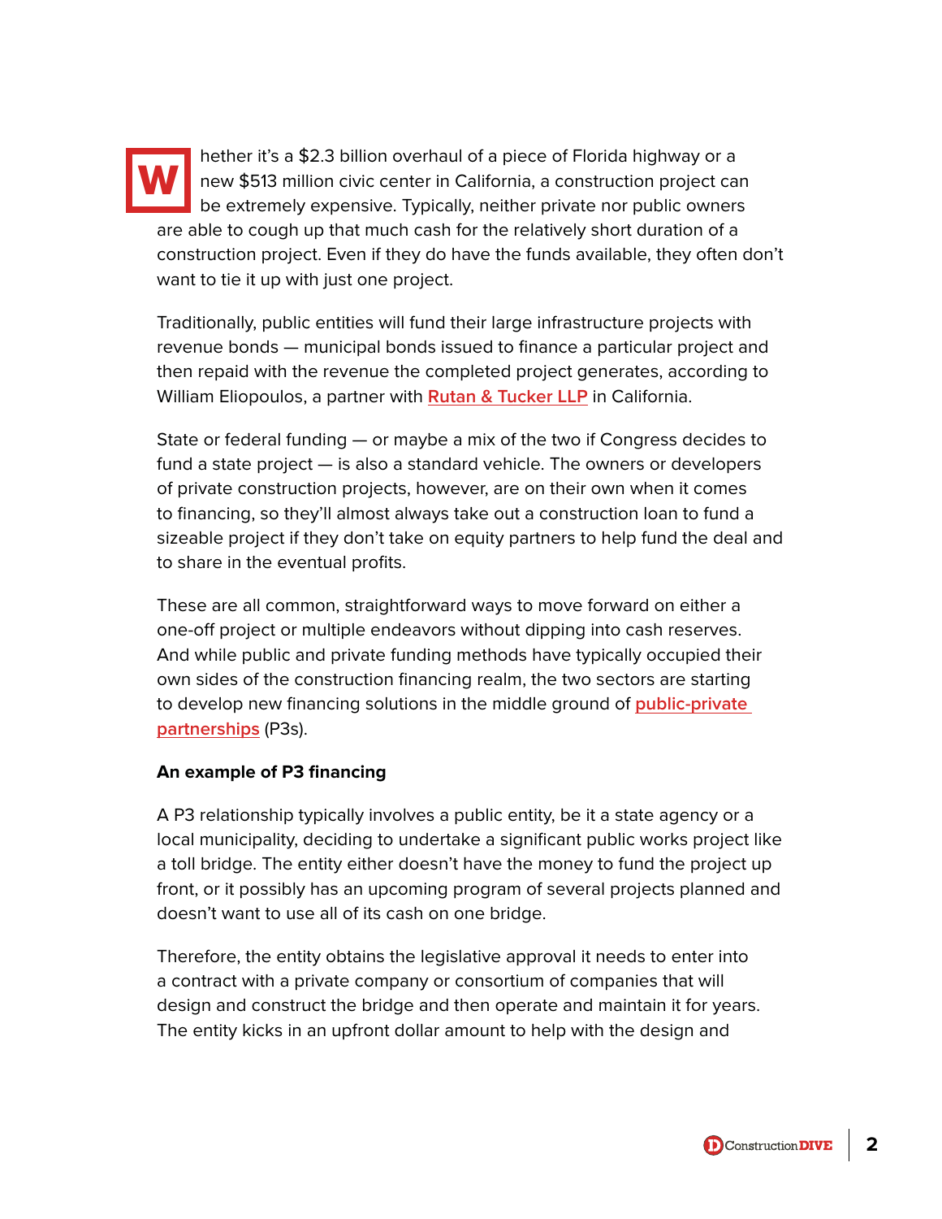Whether it's a $2.3 billion overhaul of a piece of Florida highway or a new $513 million civic center in California, a construction project can be extremely expensive. Typically, neither private nor public owners are able to cough up that much cash for the relatively short duration of a construction project. Even if they do have the funds available, they often don't want to tie it up with just one project.

Traditionally, public entities will fund their large infrastructure projects with revenue bonds — municipal bonds issued to finance a particular project and then repaid with the revenue the completed project generates, according to William Eliopoulos, a partner with Rutan & Tucker LLP in California.

State or federal funding — or maybe a mix of the two if Congress decides to fund a state project — is also a standard vehicle. The owners or developers of private construction projects, however, are on their own when it comes to financing, so they'll almost always take out a construction loan to fund a sizeable project if they don't take on equity partners to help fund the deal and to share in the eventual profits.

These are all common, straightforward ways to move forward on either a one-off project or multiple endeavors without dipping into cash reserves. And while public and private funding methods have typically occupied their own sides of the construction financing realm, the two sectors are starting to develop new financing solutions in the middle ground of public-private partnerships (P3s).

**An example of P3 financing**

A P3 relationship typically involves a public entity, be it a state agency or a local municipality, deciding to undertake a significant public works project like a toll bridge. The entity either doesn't have the money to fund the project up front, or it possibly has an upcoming program of several projects planned and doesn't want to use all of its cash on one bridge.

Therefore, the entity obtains the legislative approval it needs to enter into a contract with a private company or consortium of companies that will design and construct the bridge and then operate and maintain it for years. The entity kicks in an upfront dollar amount to help with the design and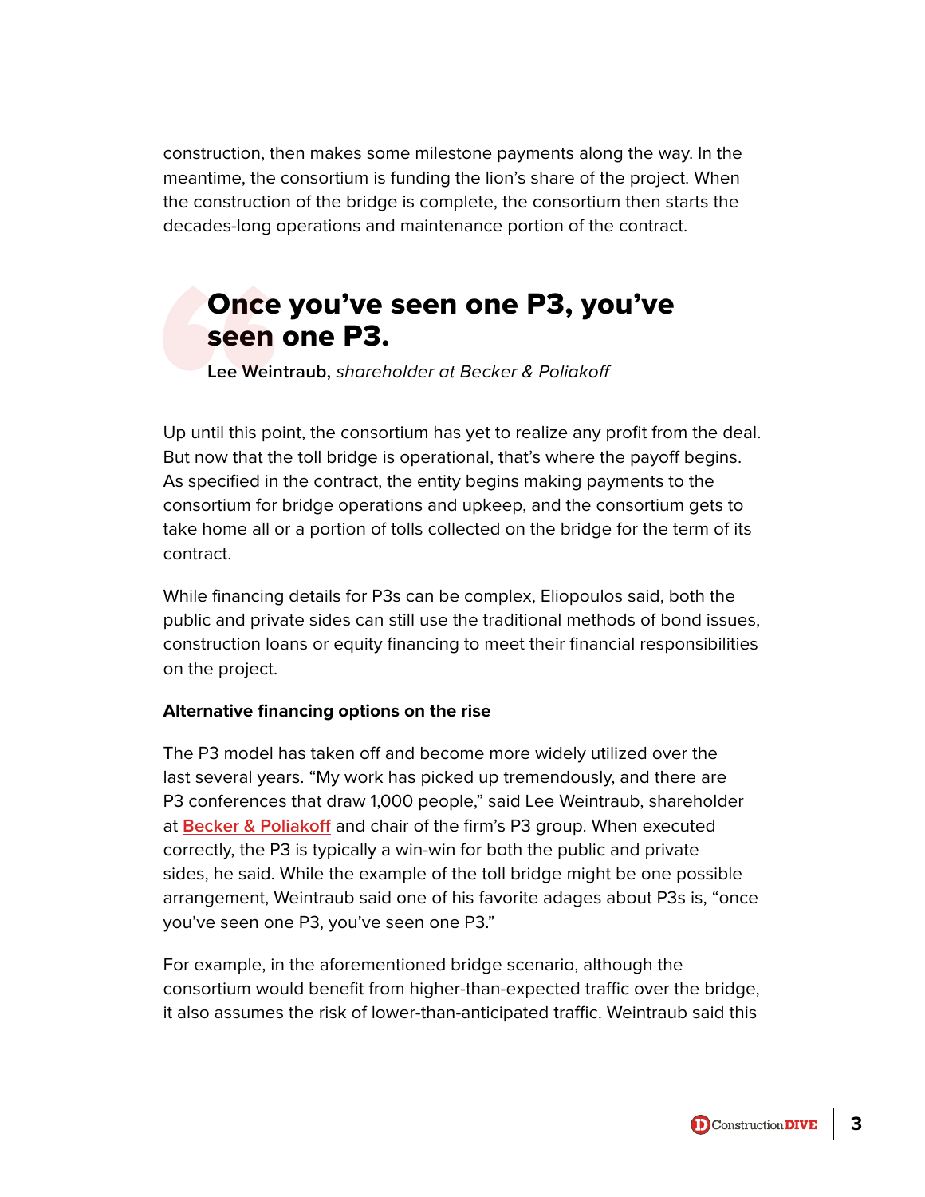construction, then makes some milestone payments along the way. In the meantime, the consortium is funding the lion's share of the project. When the construction of the bridge is complete, the consortium then starts the decades-long operations and maintenance portion of the contract.

> **Once you've seen one P3, you've seen one P3.**
>
> **Lee Weintraub,** *shareholder at Becker & Poliakoff*

Up until this point, the consortium has yet to realize any profit from the deal. But now that the toll bridge is operational, that's where the payoff begins. As specified in the contract, the entity begins making payments to the consortium for bridge operations and upkeep, and the consortium gets to take home all or a portion of tolls collected on the bridge for the term of its contract.

While financing details for P3s can be complex, Eliopoulos said, both the public and private sides can still use the traditional methods of bond issues, construction loans or equity financing to meet their financial responsibilities on the project.

**Alternative financing options on the rise**

The P3 model has taken off and become more widely utilized over the last several years. "My work has picked up tremendously, and there are P3 conferences that draw 1,000 people," said Lee Weintraub, shareholder at Becker & Poliakoff and chair of the firm's P3 group. When executed correctly, the P3 is typically a win-win for both the public and private sides, he said. While the example of the toll bridge might be one possible arrangement, Weintraub said one of his favorite adages about P3s is, "once you've seen one P3, you've seen one P3."

For example, in the aforementioned bridge scenario, although the consortium would benefit from higher-than-expected traffic over the bridge, it also assumes the risk of lower-than-anticipated traffic. Weintraub said this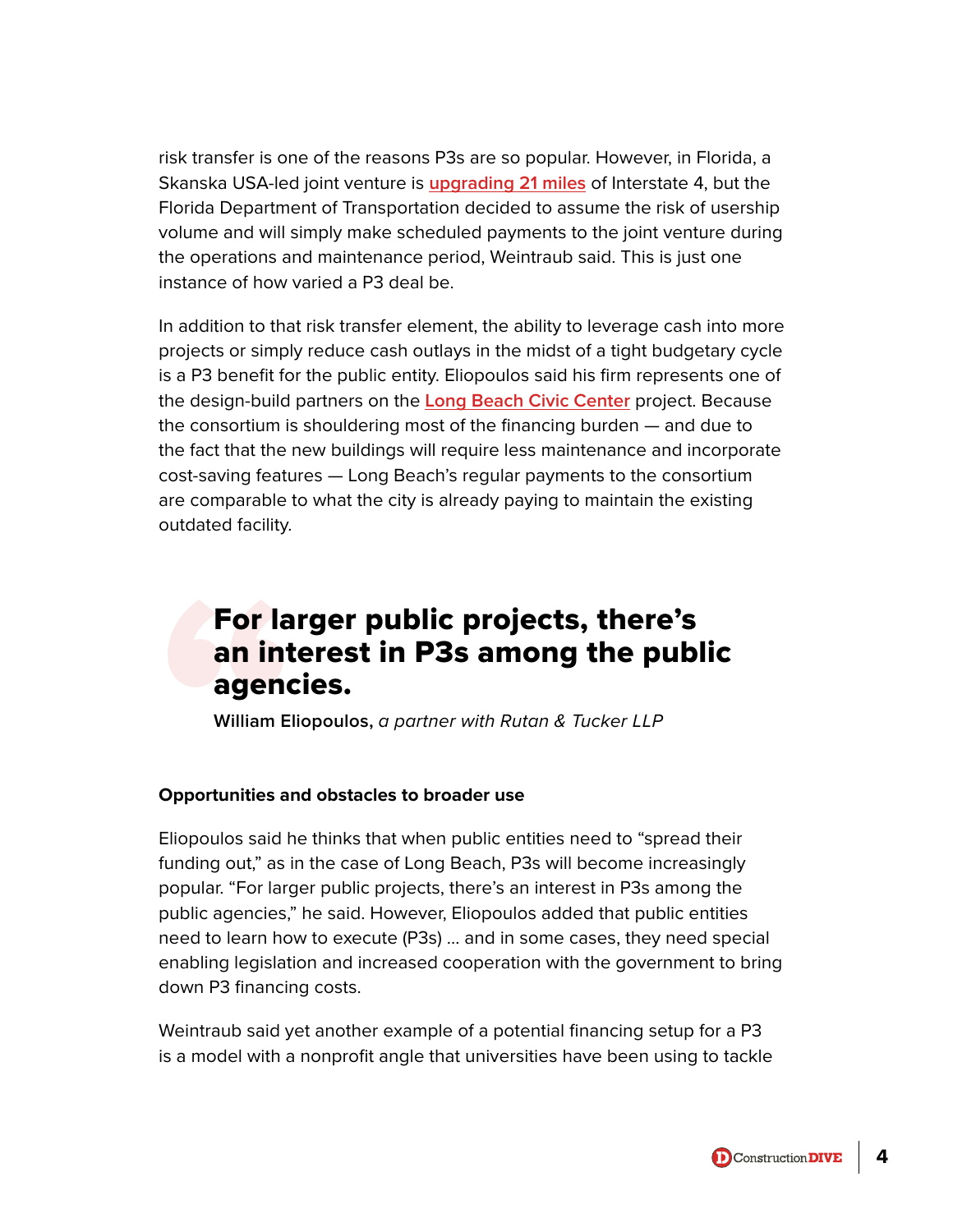risk transfer is one of the reasons P3s are so popular. However, in Florida, a Skanska USA-led joint venture is [upgrading 21 miles](#) of Interstate 4, but the Florida Department of Transportation decided to assume the risk of usership volume and will simply make scheduled payments to the joint venture during the operations and maintenance period, Weintraub said. This is just one instance of how varied a P3 deal be.

In addition to that risk transfer element, the ability to leverage cash into more projects or simply reduce cash outlays in the midst of a tight budgetary cycle is a P3 benefit for the public entity. Eliopoulos said his firm represents one of the design-build partners on the [Long Beach Civic Center](#) project. Because the consortium is shouldering most of the financing burden — and due to the fact that the new buildings will require less maintenance and incorporate cost-saving features — Long Beach's regular payments to the consortium are comparable to what the city is already paying to maintain the existing outdated facility.

> **For larger public projects, there's an interest in P3s among the public agencies.**
>
> **William Eliopoulos,** *a partner with Rutan & Tucker LLP*

**Opportunities and obstacles to broader use**

Eliopoulos said he thinks that when public entities need to "spread their funding out," as in the case of Long Beach, P3s will become increasingly popular. "For larger public projects, there's an interest in P3s among the public agencies," he said. However, Eliopoulos added that public entities need to learn how to execute (P3s) ... and in some cases, they need special enabling legislation and increased cooperation with the government to bring down P3 financing costs.

Weintraub said yet another example of a potential financing setup for a P3 is a model with a nonprofit angle that universities have been using to tackle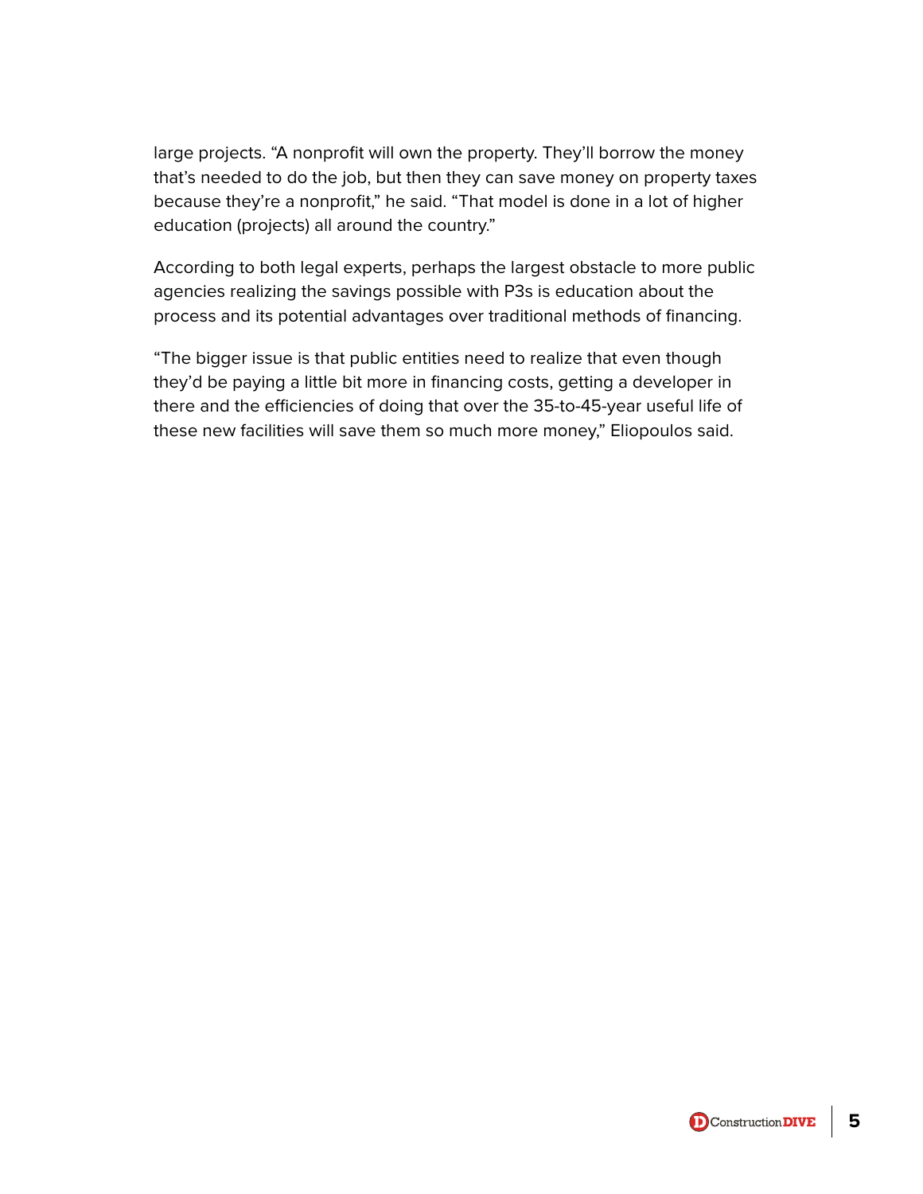large projects. “A nonprofit will own the property. They’ll borrow the money that’s needed to do the job, but then they can save money on property taxes because they’re a nonprofit,” he said. “That model is done in a lot of higher education (projects) all around the country.”

According to both legal experts, perhaps the largest obstacle to more public agencies realizing the savings possible with P3s is education about the process and its potential advantages over traditional methods of financing.

“The bigger issue is that public entities need to realize that even though they’d be paying a little bit more in financing costs, getting a developer in there and the efficiencies of doing that over the 35-to-45-year useful life of these new facilities will save them so much more money,” Eliopoulos said.